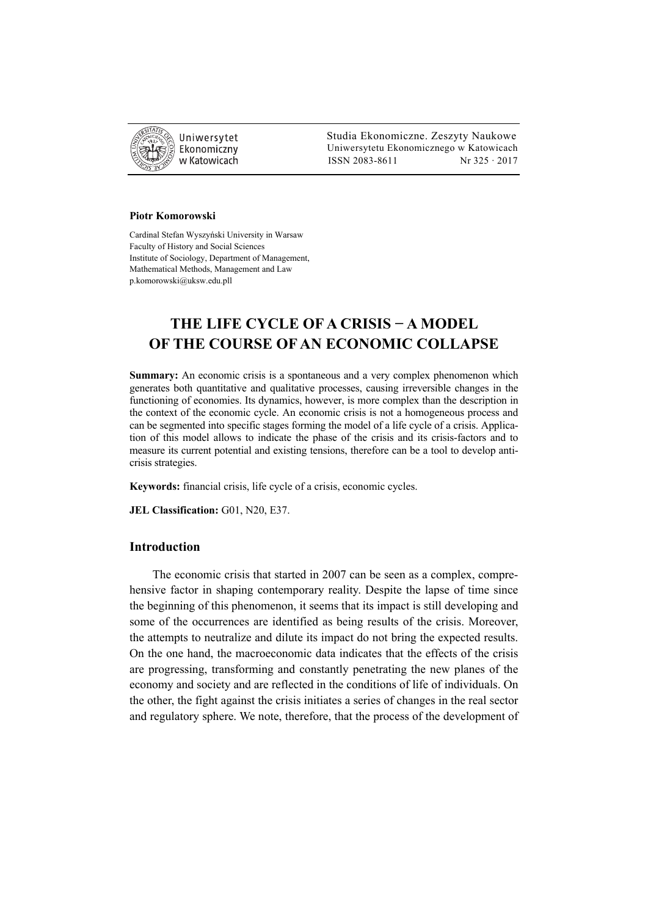Piotr Komorowski

Cardinal Stefan Wyszyński University in Warsaw
Faculty of History and Social Sciences
Institute of Sociology, Department of Management,
Mathematical Methods, Management and Law
p.komorowski@uksw.edu.pll

# THE LIFE CYCLE OF A CRISIS − A MODEL OF THE COURSE OF AN ECONOMIC COLLAPSE

**Summary:** An economic crisis is a spontaneous and a very complex phenomenon which generates both quantitative and qualitative processes, causing irreversible changes in the functioning of economies. Its dynamics, however, is more complex than the description in the context of the economic cycle. An economic crisis is not a homogeneous process and can be segmented into specific stages forming the model of a life cycle of a crisis. Application of this model allows to indicate the phase of the crisis and its crisis-factors and to measure its current potential and existing tensions, therefore can be a tool to develop anti-crisis strategies.

**Keywords:** financial crisis, life cycle of a crisis, economic cycles.

**JEL Classification:** G01, N20, E37.

## Introduction

The economic crisis that started in 2007 can be seen as a complex, comprehensive factor in shaping contemporary reality. Despite the lapse of time since the beginning of this phenomenon, it seems that its impact is still developing and some of the occurrences are identified as being results of the crisis. Moreover, the attempts to neutralize and dilute its impact do not bring the expected results. On the one hand, the macroeconomic data indicates that the effects of the crisis are progressing, transforming and constantly penetrating the new planes of the economy and society and are reflected in the conditions of life of individuals. On the other, the fight against the crisis initiates a series of changes in the real sector and regulatory sphere. We note, therefore, that the process of the development of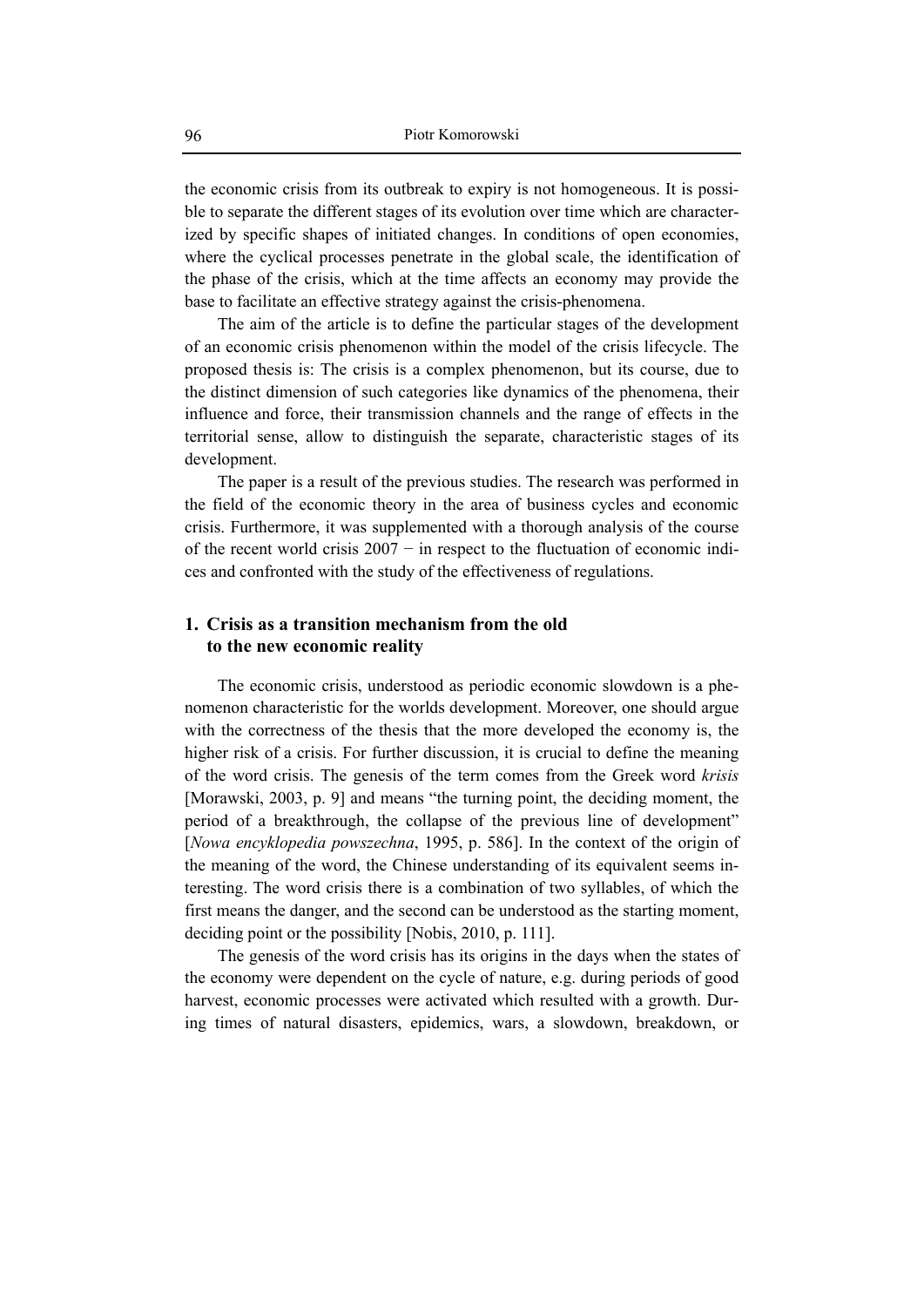the economic crisis from its outbreak to expiry is not homogeneous. It is possible to separate the different stages of its evolution over time which are characterized by specific shapes of initiated changes. In conditions of open economies, where the cyclical processes penetrate in the global scale, the identification of the phase of the crisis, which at the time affects an economy may provide the base to facilitate an effective strategy against the crisis-phenomena.

The aim of the article is to define the particular stages of the development of an economic crisis phenomenon within the model of the crisis lifecycle. The proposed thesis is: The crisis is a complex phenomenon, but its course, due to the distinct dimension of such categories like dynamics of the phenomena, their influence and force, their transmission channels and the range of effects in the territorial sense, allow to distinguish the separate, characteristic stages of its development.

The paper is a result of the previous studies. The research was performed in the field of the economic theory in the area of business cycles and economic crisis. Furthermore, it was supplemented with a thorough analysis of the course of the recent world crisis 2007 − in respect to the fluctuation of economic indices and confronted with the study of the effectiveness of regulations.

## 1. Crisis as a transition mechanism from the old to the new economic reality

The economic crisis, understood as periodic economic slowdown is a phenomenon characteristic for the worlds development. Moreover, one should argue with the correctness of the thesis that the more developed the economy is, the higher risk of a crisis. For further discussion, it is crucial to define the meaning of the word crisis. The genesis of the term comes from the Greek word *krisis* [Morawski, 2003, p. 9] and means "the turning point, the deciding moment, the period of a breakthrough, the collapse of the previous line of development" [*Nowa encyklopedia powszechna*, 1995, p. 586]. In the context of the origin of the meaning of the word, the Chinese understanding of its equivalent seems interesting. The word crisis there is a combination of two syllables, of which the first means the danger, and the second can be understood as the starting moment, deciding point or the possibility [Nobis, 2010, p. 111].

The genesis of the word crisis has its origins in the days when the states of the economy were dependent on the cycle of nature, e.g. during periods of good harvest, economic processes were activated which resulted with a growth. During times of natural disasters, epidemics, wars, a slowdown, breakdown, or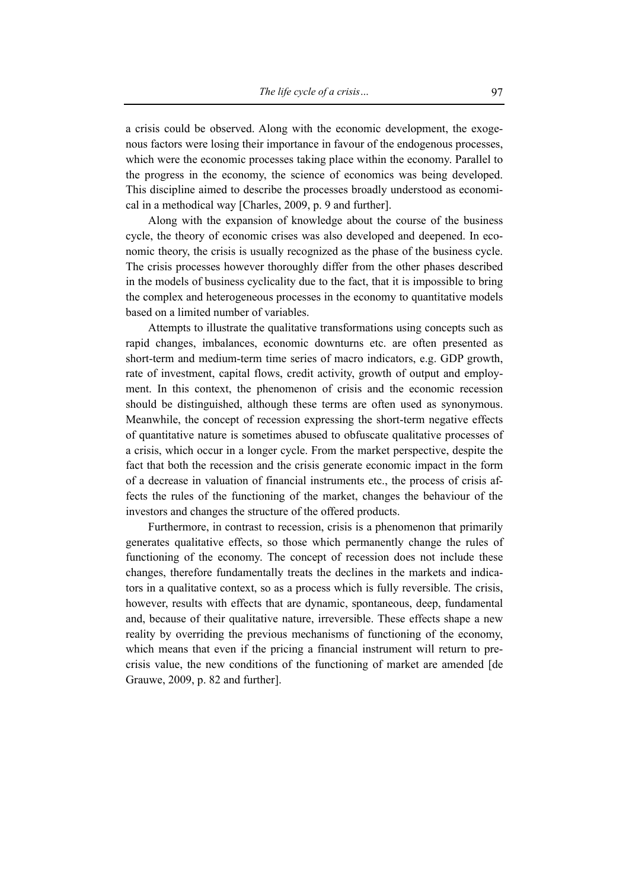a crisis could be observed. Along with the economic development, the exogenous factors were losing their importance in favour of the endogenous processes, which were the economic processes taking place within the economy. Parallel to the progress in the economy, the science of economics was being developed. This discipline aimed to describe the processes broadly understood as economical in a methodical way [Charles, 2009, p. 9 and further].

Along with the expansion of knowledge about the course of the business cycle, the theory of economic crises was also developed and deepened. In economic theory, the crisis is usually recognized as the phase of the business cycle. The crisis processes however thoroughly differ from the other phases described in the models of business cyclicality due to the fact, that it is impossible to bring the complex and heterogeneous processes in the economy to quantitative models based on a limited number of variables.

Attempts to illustrate the qualitative transformations using concepts such as rapid changes, imbalances, economic downturns etc. are often presented as short-term and medium-term time series of macro indicators, e.g. GDP growth, rate of investment, capital flows, credit activity, growth of output and employment. In this context, the phenomenon of crisis and the economic recession should be distinguished, although these terms are often used as synonymous. Meanwhile, the concept of recession expressing the short-term negative effects of quantitative nature is sometimes abused to obfuscate qualitative processes of a crisis, which occur in a longer cycle. From the market perspective, despite the fact that both the recession and the crisis generate economic impact in the form of a decrease in valuation of financial instruments etc., the process of crisis affects the rules of the functioning of the market, changes the behaviour of the investors and changes the structure of the offered products.

Furthermore, in contrast to recession, crisis is a phenomenon that primarily generates qualitative effects, so those which permanently change the rules of functioning of the economy. The concept of recession does not include these changes, therefore fundamentally treats the declines in the markets and indicators in a qualitative context, so as a process which is fully reversible. The crisis, however, results with effects that are dynamic, spontaneous, deep, fundamental and, because of their qualitative nature, irreversible. These effects shape a new reality by overriding the previous mechanisms of functioning of the economy, which means that even if the pricing a financial instrument will return to pre-crisis value, the new conditions of the functioning of market are amended [de Grauwe, 2009, p. 82 and further].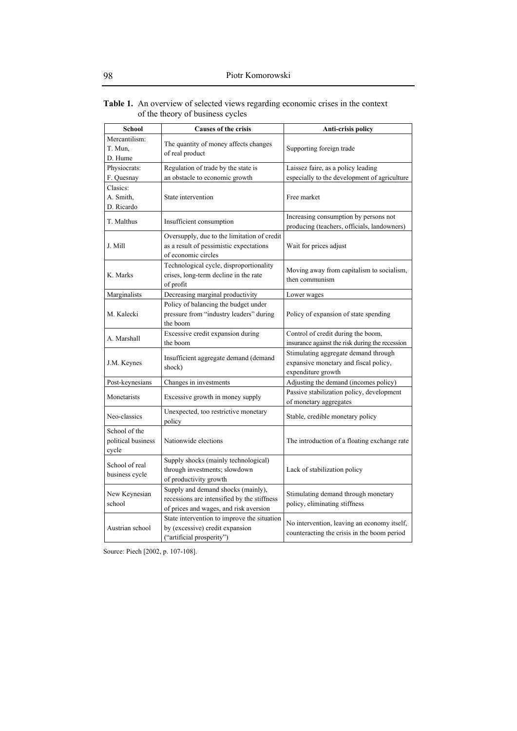**Table 1.** An overview of selected views regarding economic crises in the context of the theory of business cycles

| School | Causes of the crisis | Anti-crisis policy |
|---|---|---|
| Mercantilism: T. Mun, D. Hume | The quantity of money affects changes of real product | Supporting foreign trade |
| Physiocrats: F. Quesnay | Regulation of trade by the state is an obstacle to economic growth | Laissez faire, as a policy leading especially to the development of agriculture |
| Clasics: A. Smith, D. Ricardo | State intervention | Free market |
| T. Malthus | Insufficient consumption | Increasing consumption by persons not producing (teachers, officials, landowners) |
| J. Mill | Oversupply, due to the limitation of credit as a result of pessimistic expectations of economic circles | Wait for prices adjust |
| K. Marks | Technological cycle, disproportionality crises, long-term decline in the rate of profit | Moving away from capitalism to socialism, then communism |
| Marginalists | Decreasing marginal productivity | Lower wages |
| M. Kalecki | Policy of balancing the budget under pressure from "industry leaders" during the boom | Policy of expansion of state spending |
| A. Marshall | Excessive credit expansion during the boom | Control of credit during the boom, insurance against the risk during the recession |
| J.M. Keynes | Insufficient aggregate demand (demand shock) | Stimulating aggregate demand through expansive monetary and fiscal policy, expenditure growth |
| Post-keynesians | Changes in investments | Adjusting the demand (incomes policy) |
| Monetarists | Excessive growth in money supply | Passive stabilization policy, development of monetary aggregates |
| Neo-classics | Unexpected, too restrictive monetary policy | Stable, credible monetary policy |
| School of the political business cycle | Nationwide elections | The introduction of a floating exchange rate |
| School of real business cycle | Supply shocks (mainly technological) through investments; slowdown of productivity growth | Lack of stabilization policy |
| New Keynesian school | Supply and demand shocks (mainly), recessions are intensified by the stiffness of prices and wages, and risk aversion | Stimulating demand through monetary policy, eliminating stiffness |
| Austrian school | State intervention to improve the situation by (excessive) credit expansion ("artificial prosperity") | No intervention, leaving an economy itself, counteracting the crisis in the boom period |

Source: Piech [2002, p. 107-108].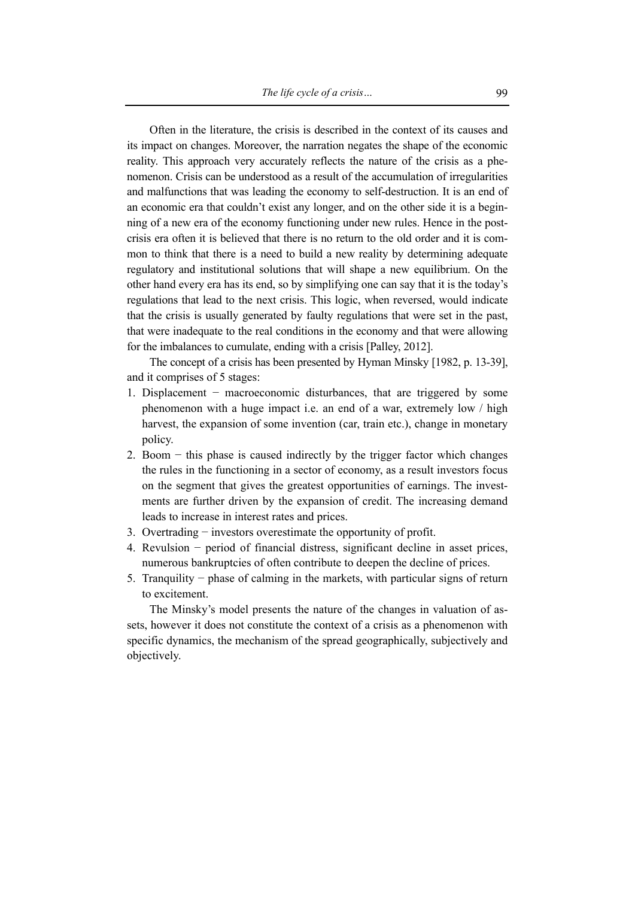Often in the literature, the crisis is described in the context of its causes and its impact on changes. Moreover, the narration negates the shape of the economic reality. This approach very accurately reflects the nature of the crisis as a phenomenon. Crisis can be understood as a result of the accumulation of irregularities and malfunctions that was leading the economy to self-destruction. It is an end of an economic era that couldn't exist any longer, and on the other side it is a beginning of a new era of the economy functioning under new rules. Hence in the post-crisis era often it is believed that there is no return to the old order and it is common to think that there is a need to build a new reality by determining adequate regulatory and institutional solutions that will shape a new equilibrium. On the other hand every era has its end, so by simplifying one can say that it is the today's regulations that lead to the next crisis. This logic, when reversed, would indicate that the crisis is usually generated by faulty regulations that were set in the past, that were inadequate to the real conditions in the economy and that were allowing for the imbalances to cumulate, ending with a crisis [Palley, 2012].

The concept of a crisis has been presented by Hyman Minsky [1982, p. 13-39], and it comprises of 5 stages:

1. Displacement − macroeconomic disturbances, that are triggered by some phenomenon with a huge impact i.e. an end of a war, extremely low / high harvest, the expansion of some invention (car, train etc.), change in monetary policy.
2. Boom − this phase is caused indirectly by the trigger factor which changes the rules in the functioning in a sector of economy, as a result investors focus on the segment that gives the greatest opportunities of earnings. The investments are further driven by the expansion of credit. The increasing demand leads to increase in interest rates and prices.
3. Overtrading − investors overestimate the opportunity of profit.
4. Revulsion − period of financial distress, significant decline in asset prices, numerous bankruptcies of often contribute to deepen the decline of prices.
5. Tranquility − phase of calming in the markets, with particular signs of return to excitement.

The Minsky's model presents the nature of the changes in valuation of assets, however it does not constitute the context of a crisis as a phenomenon with specific dynamics, the mechanism of the spread geographically, subjectively and objectively.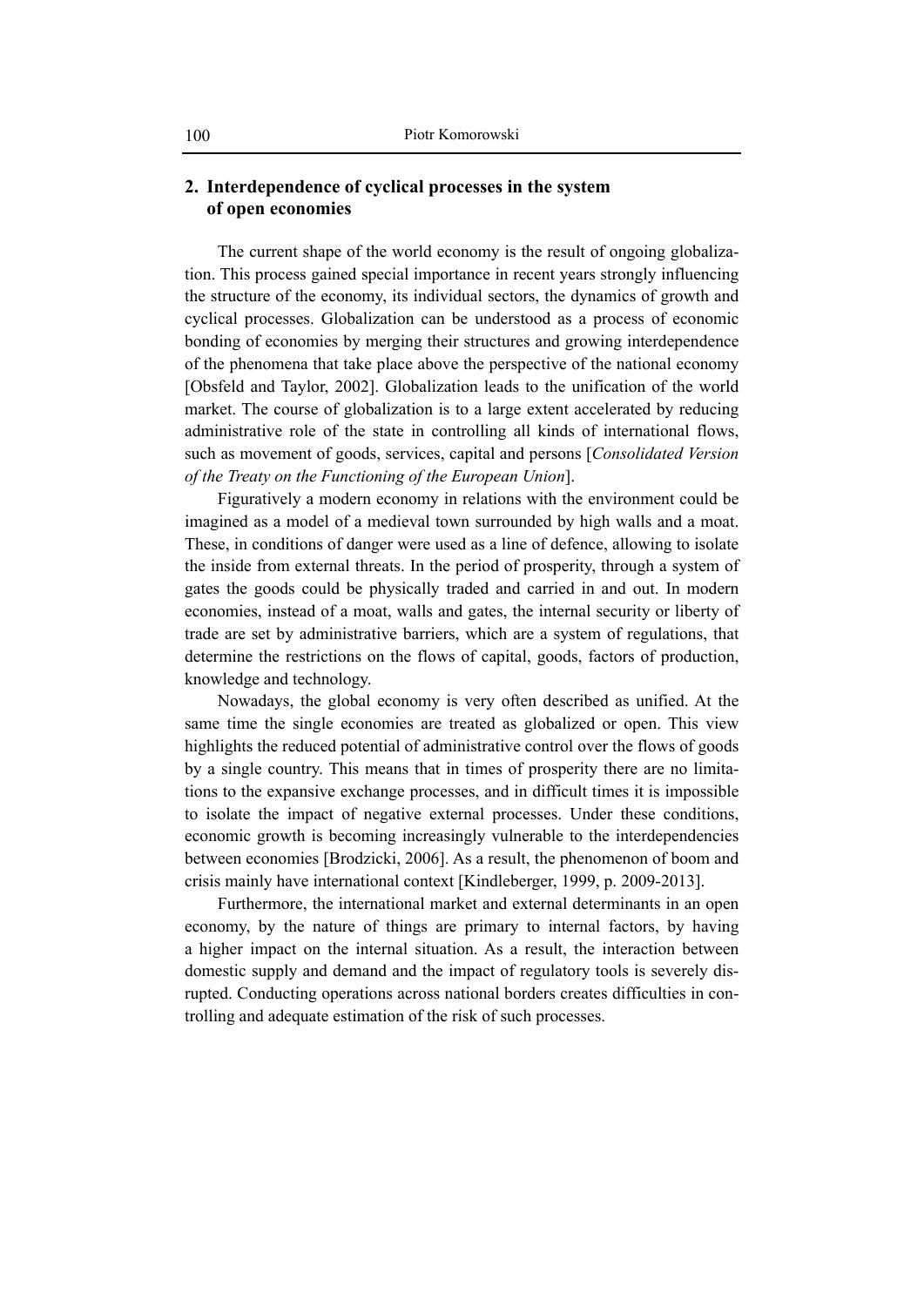## 2. Interdependence of cyclical processes in the system of open economies

The current shape of the world economy is the result of ongoing globalization. This process gained special importance in recent years strongly influencing the structure of the economy, its individual sectors, the dynamics of growth and cyclical processes. Globalization can be understood as a process of economic bonding of economies by merging their structures and growing interdependence of the phenomena that take place above the perspective of the national economy [Obsfeld and Taylor, 2002]. Globalization leads to the unification of the world market. The course of globalization is to a large extent accelerated by reducing administrative role of the state in controlling all kinds of international flows, such as movement of goods, services, capital and persons [*Consolidated Version of the Treaty on the Functioning of the European Union*].

Figuratively a modern economy in relations with the environment could be imagined as a model of a medieval town surrounded by high walls and a moat. These, in conditions of danger were used as a line of defence, allowing to isolate the inside from external threats. In the period of prosperity, through a system of gates the goods could be physically traded and carried in and out. In modern economies, instead of a moat, walls and gates, the internal security or liberty of trade are set by administrative barriers, which are a system of regulations, that determine the restrictions on the flows of capital, goods, factors of production, knowledge and technology.

Nowadays, the global economy is very often described as unified. At the same time the single economies are treated as globalized or open. This view highlights the reduced potential of administrative control over the flows of goods by a single country. This means that in times of prosperity there are no limitations to the expansive exchange processes, and in difficult times it is impossible to isolate the impact of negative external processes. Under these conditions, economic growth is becoming increasingly vulnerable to the interdependencies between economies [Brodzicki, 2006]. As a result, the phenomenon of boom and crisis mainly have international context [Kindleberger, 1999, p. 2009-2013].

Furthermore, the international market and external determinants in an open economy, by the nature of things are primary to internal factors, by having a higher impact on the internal situation. As a result, the interaction between domestic supply and demand and the impact of regulatory tools is severely disrupted. Conducting operations across national borders creates difficulties in controlling and adequate estimation of the risk of such processes.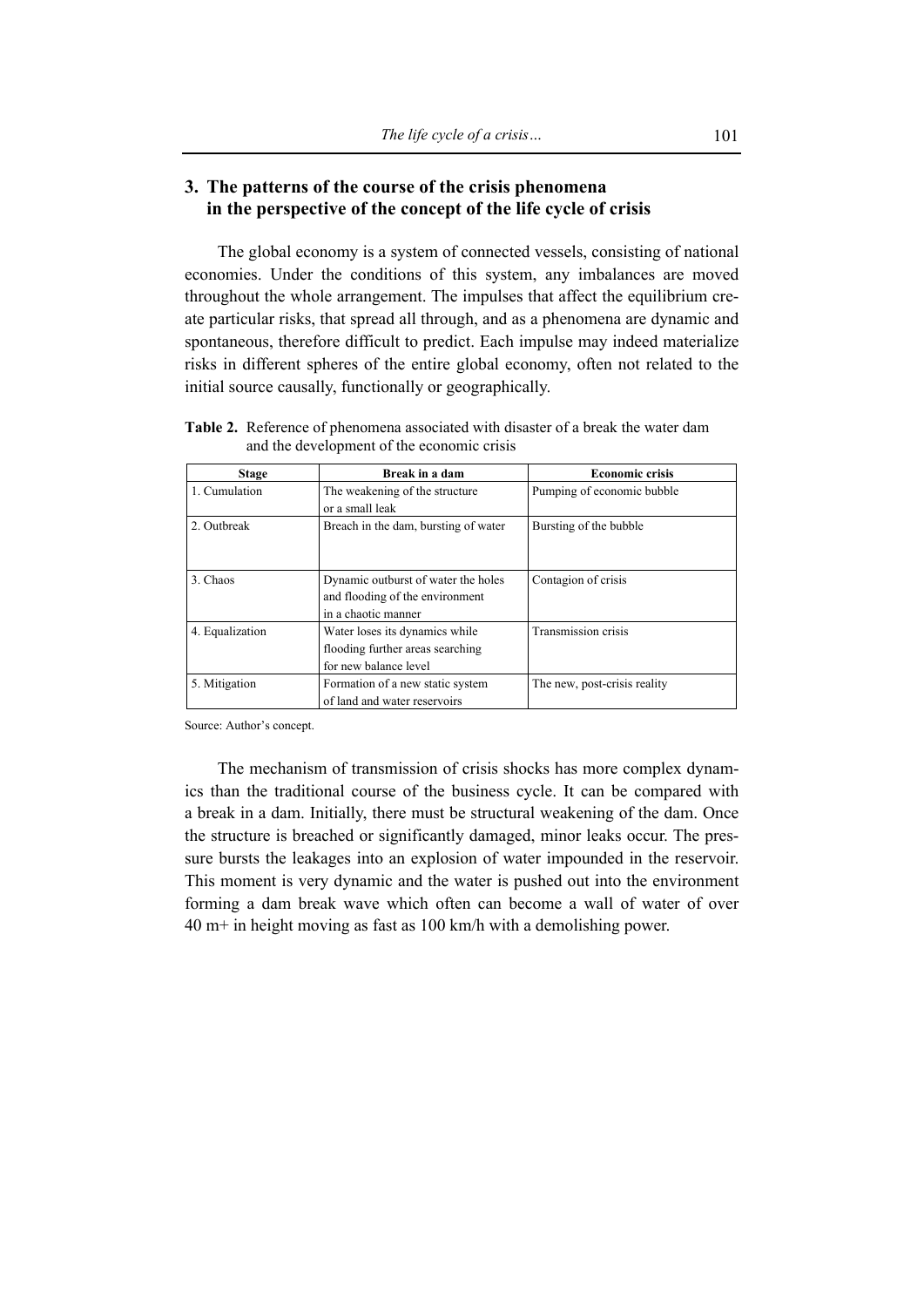## 3. The patterns of the course of the crisis phenomena in the perspective of the concept of the life cycle of crisis

The global economy is a system of connected vessels, consisting of national economies. Under the conditions of this system, any imbalances are moved throughout the whole arrangement. The impulses that affect the equilibrium create particular risks, that spread all through, and as a phenomena are dynamic and spontaneous, therefore difficult to predict. Each impulse may indeed materialize risks in different spheres of the entire global economy, often not related to the initial source causally, functionally or geographically.

**Table 2.** Reference of phenomena associated with disaster of a break the water dam and the development of the economic crisis

| Stage | Break in a dam | Economic crisis |
|---|---|---|
| 1. Cumulation | The weakening of the structure or a small leak | Pumping of economic bubble |
| 2. Outbreak | Breach in the dam, bursting of water | Bursting of the bubble |
| 3. Chaos | Dynamic outburst of water the holes and flooding of the environment in a chaotic manner | Contagion of crisis |
| 4. Equalization | Water loses its dynamics while flooding further areas searching for new balance level | Transmission crisis |
| 5. Mitigation | Formation of a new static system of land and water reservoirs | The new, post-crisis reality |

Source: Author's concept.

The mechanism of transmission of crisis shocks has more complex dynamics than the traditional course of the business cycle. It can be compared with a break in a dam. Initially, there must be structural weakening of the dam. Once the structure is breached or significantly damaged, minor leaks occur. The pressure bursts the leakages into an explosion of water impounded in the reservoir. This moment is very dynamic and the water is pushed out into the environment forming a dam break wave which often can become a wall of water of over 40 m+ in height moving as fast as 100 km/h with a demolishing power.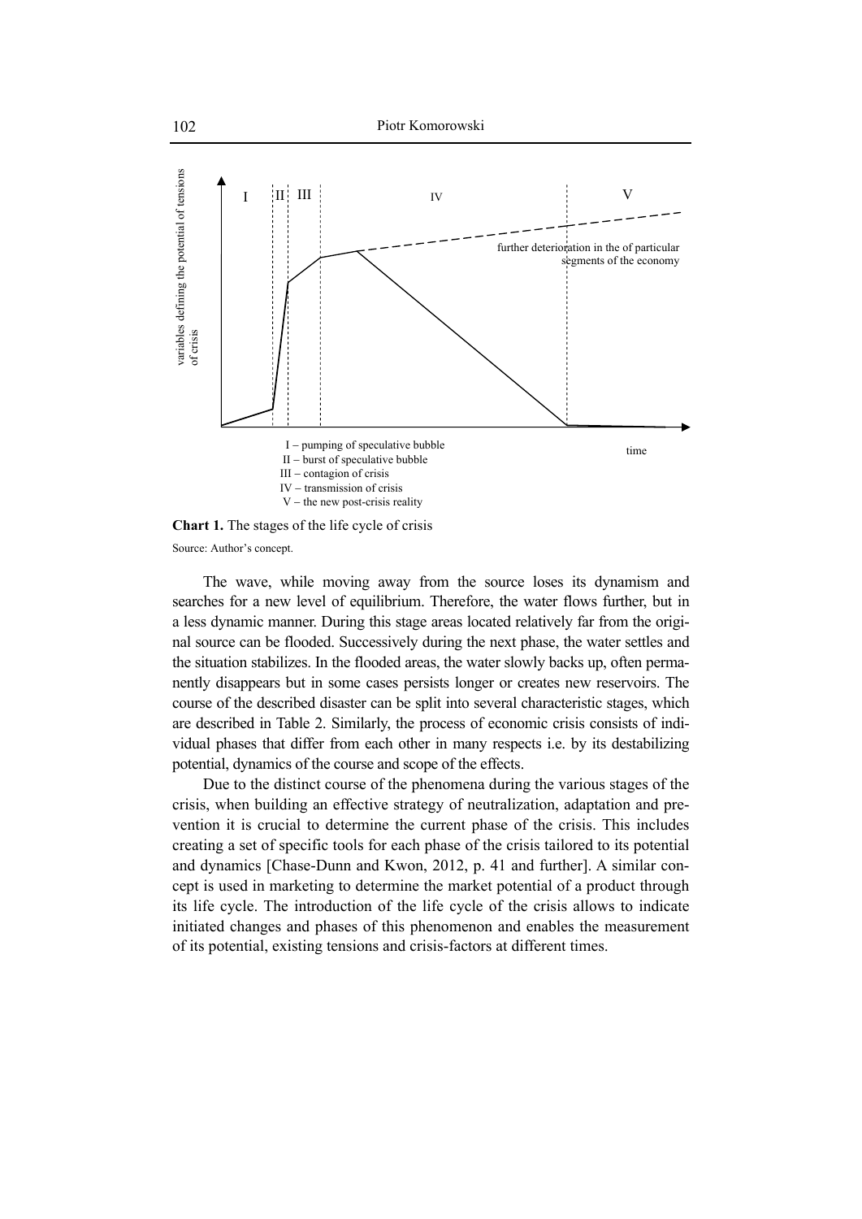I – pumping of speculative bubble
II – burst of speculative bubble
III – contagion of crisis
IV – transmission of crisis
V – the new post-crisis reality

**Chart 1.** The stages of the life cycle of crisis

Source: Author's concept.

The wave, while moving away from the source loses its dynamism and searches for a new level of equilibrium. Therefore, the water flows further, but in a less dynamic manner. During this stage areas located relatively far from the original source can be flooded. Successively during the next phase, the water settles and the situation stabilizes. In the flooded areas, the water slowly backs up, often permanently disappears but in some cases persists longer or creates new reservoirs. The course of the described disaster can be split into several characteristic stages, which are described in Table 2. Similarly, the process of economic crisis consists of individual phases that differ from each other in many respects i.e. by its destabilizing potential, dynamics of the course and scope of the effects.

Due to the distinct course of the phenomena during the various stages of the crisis, when building an effective strategy of neutralization, adaptation and prevention it is crucial to determine the current phase of the crisis. This includes creating a set of specific tools for each phase of the crisis tailored to its potential and dynamics [Chase-Dunn and Kwon, 2012, p. 41 and further]. A similar concept is used in marketing to determine the market potential of a product through its life cycle. The introduction of the life cycle of the crisis allows to indicate initiated changes and phases of this phenomenon and enables the measurement of its potential, existing tensions and crisis-factors at different times.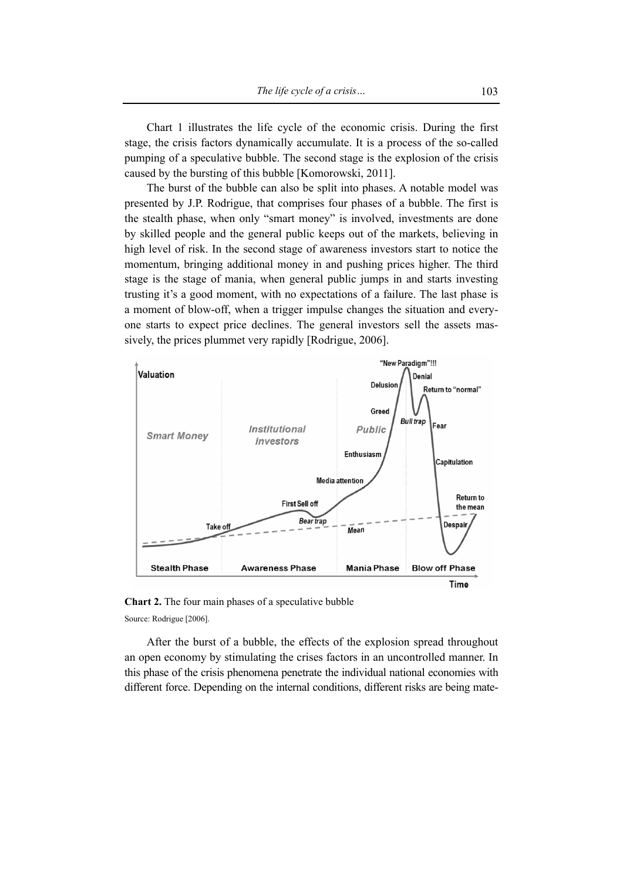Chart 1 illustrates the life cycle of the economic crisis. During the first stage, the crisis factors dynamically accumulate. It is a process of the so-called pumping of a speculative bubble. The second stage is the explosion of the crisis caused by the bursting of this bubble [Komorowski, 2011].

The burst of the bubble can also be split into phases. A notable model was presented by J.P. Rodrigue, that comprises four phases of a bubble. The first is the stealth phase, when only "smart money" is involved, investments are done by skilled people and the general public keeps out of the markets, believing in high level of risk. In the second stage of awareness investors start to notice the momentum, bringing additional money in and pushing prices higher. The third stage is the stage of mania, when general public jumps in and starts investing trusting it's a good moment, with no expectations of a failure. The last phase is a moment of blow-off, when a trigger impulse changes the situation and everyone starts to expect price declines. The general investors sell the assets massively, the prices plummet very rapidly [Rodrigue, 2006].

**Chart 2.** The four main phases of a speculative bubble

Source: Rodrigue [2006].

After the burst of a bubble, the effects of the explosion spread throughout an open economy by stimulating the crises factors in an uncontrolled manner. In this phase of the crisis phenomena penetrate the individual national economies with different force. Depending on the internal conditions, different risks are being mate-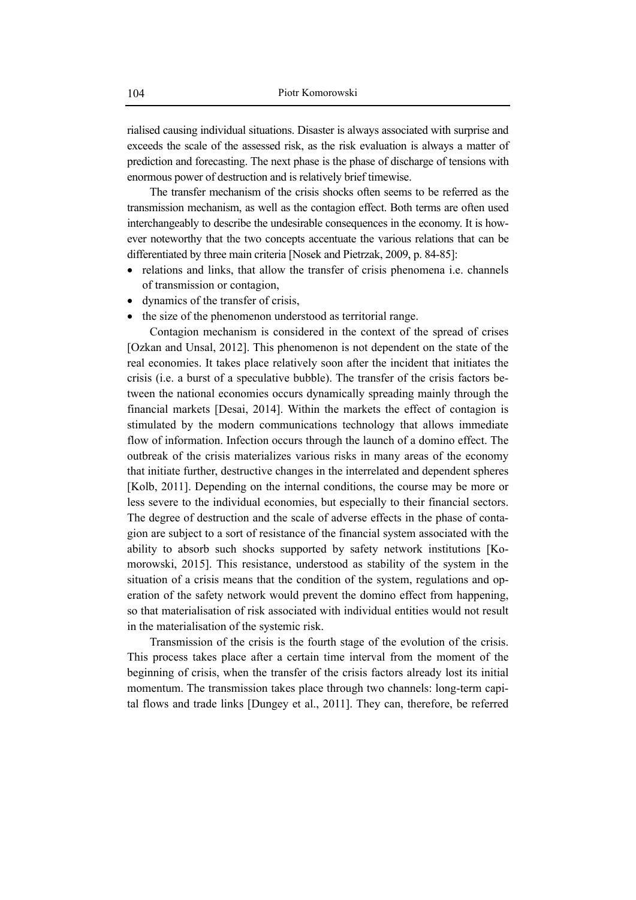rialised causing individual situations. Disaster is always associated with surprise and exceeds the scale of the assessed risk, as the risk evaluation is always a matter of prediction and forecasting. The next phase is the phase of discharge of tensions with enormous power of destruction and is relatively brief timewise.

The transfer mechanism of the crisis shocks often seems to be referred as the transmission mechanism, as well as the contagion effect. Both terms are often used interchangeably to describe the undesirable consequences in the economy. It is however noteworthy that the two concepts accentuate the various relations that can be differentiated by three main criteria [Nosek and Pietrzak, 2009, p. 84-85]:

- relations and links, that allow the transfer of crisis phenomena i.e. channels of transmission or contagion,
- dynamics of the transfer of crisis,
- the size of the phenomenon understood as territorial range.

Contagion mechanism is considered in the context of the spread of crises [Ozkan and Unsal, 2012]. This phenomenon is not dependent on the state of the real economies. It takes place relatively soon after the incident that initiates the crisis (i.e. a burst of a speculative bubble). The transfer of the crisis factors between the national economies occurs dynamically spreading mainly through the financial markets [Desai, 2014]. Within the markets the effect of contagion is stimulated by the modern communications technology that allows immediate flow of information. Infection occurs through the launch of a domino effect. The outbreak of the crisis materializes various risks in many areas of the economy that initiate further, destructive changes in the interrelated and dependent spheres [Kolb, 2011]. Depending on the internal conditions, the course may be more or less severe to the individual economies, but especially to their financial sectors. The degree of destruction and the scale of adverse effects in the phase of contagion are subject to a sort of resistance of the financial system associated with the ability to absorb such shocks supported by safety network institutions [Komorowski, 2015]. This resistance, understood as stability of the system in the situation of a crisis means that the condition of the system, regulations and operation of the safety network would prevent the domino effect from happening, so that materialisation of risk associated with individual entities would not result in the materialisation of the systemic risk.

Transmission of the crisis is the fourth stage of the evolution of the crisis. This process takes place after a certain time interval from the moment of the beginning of crisis, when the transfer of the crisis factors already lost its initial momentum. The transmission takes place through two channels: long-term capital flows and trade links [Dungey et al., 2011]. They can, therefore, be referred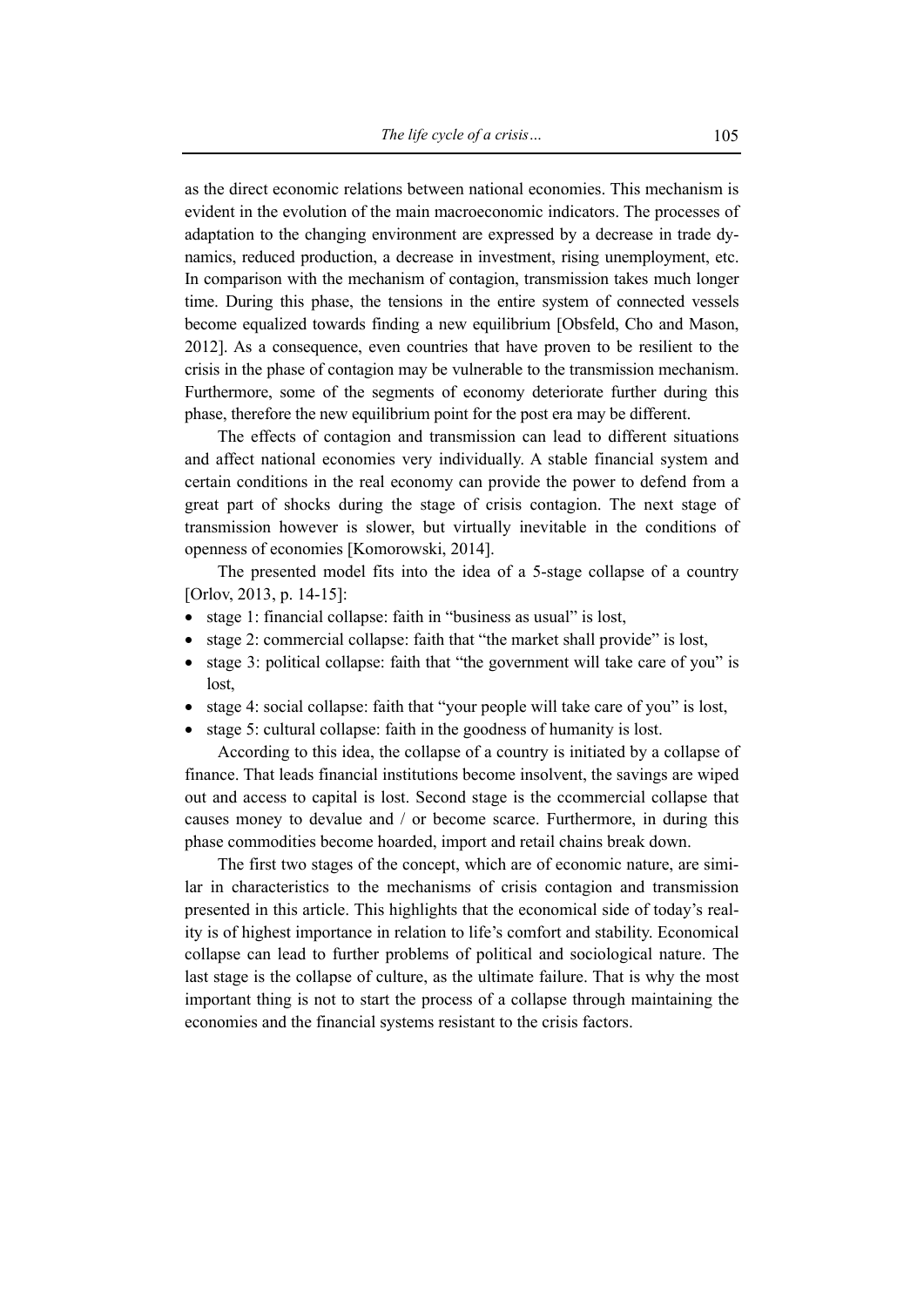as the direct economic relations between national economies. This mechanism is evident in the evolution of the main macroeconomic indicators. The processes of adaptation to the changing environment are expressed by a decrease in trade dynamics, reduced production, a decrease in investment, rising unemployment, etc. In comparison with the mechanism of contagion, transmission takes much longer time. During this phase, the tensions in the entire system of connected vessels become equalized towards finding a new equilibrium [Obsfeld, Cho and Mason, 2012]. As a consequence, even countries that have proven to be resilient to the crisis in the phase of contagion may be vulnerable to the transmission mechanism. Furthermore, some of the segments of economy deteriorate further during this phase, therefore the new equilibrium point for the post era may be different.

The effects of contagion and transmission can lead to different situations and affect national economies very individually. A stable financial system and certain conditions in the real economy can provide the power to defend from a great part of shocks during the stage of crisis contagion. The next stage of transmission however is slower, but virtually inevitable in the conditions of openness of economies [Komorowski, 2014].

The presented model fits into the idea of a 5-stage collapse of a country [Orlov, 2013, p. 14-15]:

- stage 1: financial collapse: faith in "business as usual" is lost,
- stage 2: commercial collapse: faith that "the market shall provide" is lost,
- stage 3: political collapse: faith that "the government will take care of you" is lost,
- stage 4: social collapse: faith that "your people will take care of you" is lost,
- stage 5: cultural collapse: faith in the goodness of humanity is lost.

According to this idea, the collapse of a country is initiated by a collapse of finance. That leads financial institutions become insolvent, the savings are wiped out and access to capital is lost. Second stage is the ccommercial collapse that causes money to devalue and / or become scarce. Furthermore, in during this phase commodities become hoarded, import and retail chains break down.

The first two stages of the concept, which are of economic nature, are similar in characteristics to the mechanisms of crisis contagion and transmission presented in this article. This highlights that the economical side of today's reality is of highest importance in relation to life's comfort and stability. Economical collapse can lead to further problems of political and sociological nature. The last stage is the collapse of culture, as the ultimate failure. That is why the most important thing is not to start the process of a collapse through maintaining the economies and the financial systems resistant to the crisis factors.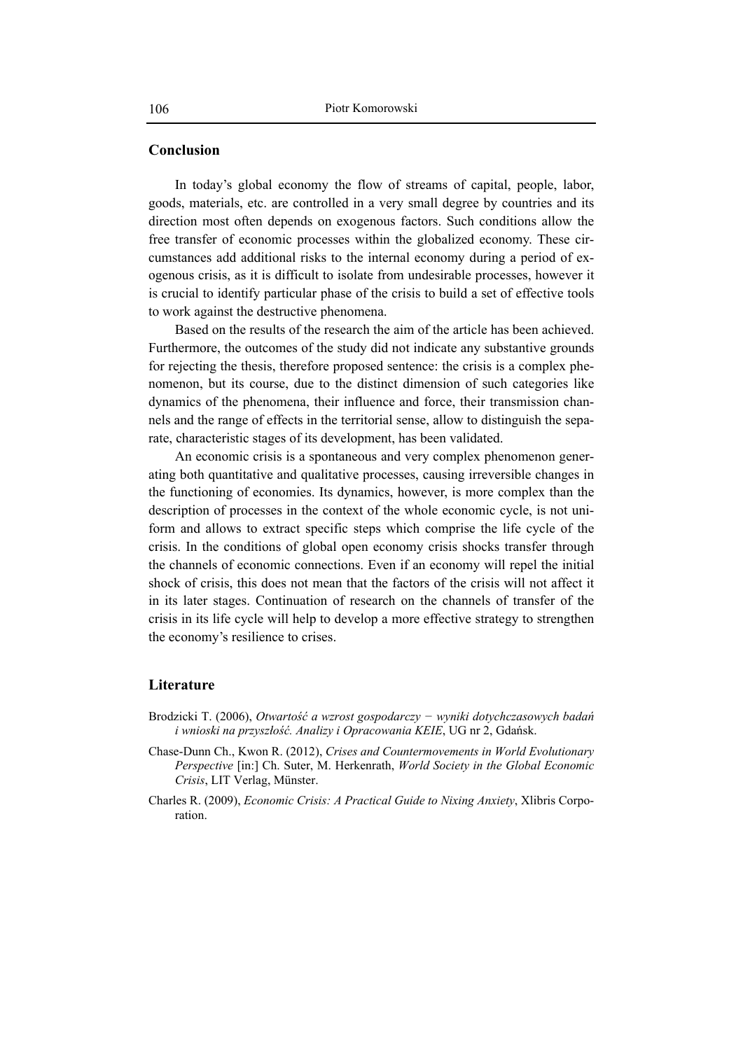## Conclusion

In today's global economy the flow of streams of capital, people, labor, goods, materials, etc. are controlled in a very small degree by countries and its direction most often depends on exogenous factors. Such conditions allow the free transfer of economic processes within the globalized economy. These circumstances add additional risks to the internal economy during a period of exogenous crisis, as it is difficult to isolate from undesirable processes, however it is crucial to identify particular phase of the crisis to build a set of effective tools to work against the destructive phenomena.

Based on the results of the research the aim of the article has been achieved. Furthermore, the outcomes of the study did not indicate any substantive grounds for rejecting the thesis, therefore proposed sentence: the crisis is a complex phenomenon, but its course, due to the distinct dimension of such categories like dynamics of the phenomena, their influence and force, their transmission channels and the range of effects in the territorial sense, allow to distinguish the separate, characteristic stages of its development, has been validated.

An economic crisis is a spontaneous and very complex phenomenon generating both quantitative and qualitative processes, causing irreversible changes in the functioning of economies. Its dynamics, however, is more complex than the description of processes in the context of the whole economic cycle, is not uniform and allows to extract specific steps which comprise the life cycle of the crisis. In the conditions of global open economy crisis shocks transfer through the channels of economic connections. Even if an economy will repel the initial shock of crisis, this does not mean that the factors of the crisis will not affect it in its later stages. Continuation of research on the channels of transfer of the crisis in its life cycle will help to develop a more effective strategy to strengthen the economy's resilience to crises.

## Literature

Brodzicki T. (2006), *Otwartość a wzrost gospodarczy − wyniki dotychczasowych badań i wnioski na przyszłość. Analizy i Opracowania KEIE*, UG nr 2, Gdańsk.

Chase-Dunn Ch., Kwon R. (2012), *Crises and Countermovements in World Evolutionary Perspective* [in:] Ch. Suter, M. Herkenrath, *World Society in the Global Economic Crisis*, LIT Verlag, Münster.

Charles R. (2009), *Economic Crisis: A Practical Guide to Nixing Anxiety*, Xlibris Corporation.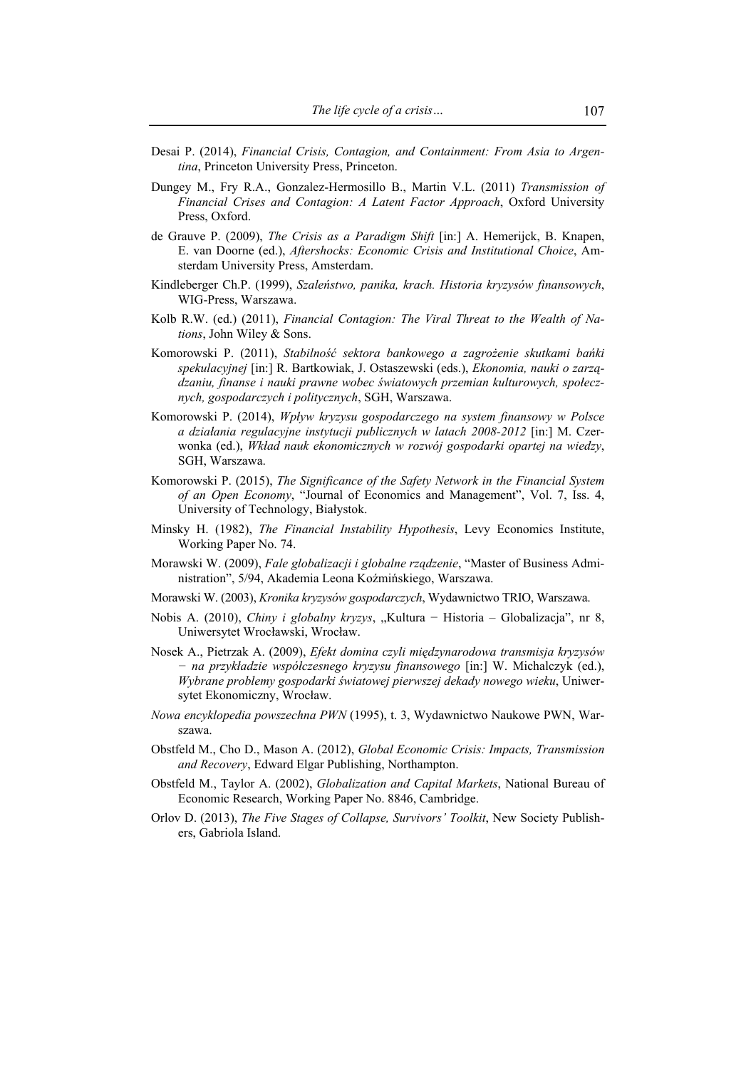Desai P. (2014), *Financial Crisis, Contagion, and Containment: From Asia to Argentina*, Princeton University Press, Princeton.

Dungey M., Fry R.A., Gonzalez-Hermosillo B., Martin V.L. (2011) *Transmission of Financial Crises and Contagion: A Latent Factor Approach*, Oxford University Press, Oxford.

de Grauve P. (2009), *The Crisis as a Paradigm Shift* [in:] A. Hemerijck, B. Knapen, E. van Doorne (ed.), *Aftershocks: Economic Crisis and Institutional Choice*, Amsterdam University Press, Amsterdam.

Kindleberger Ch.P. (1999), *Szaleństwo, panika, krach. Historia kryzysów finansowych*, WIG-Press, Warszawa.

Kolb R.W. (ed.) (2011), *Financial Contagion: The Viral Threat to the Wealth of Nations*, John Wiley & Sons.

Komorowski P. (2011), *Stabilność sektora bankowego a zagrożenie skutkami bańki spekulacyjnej* [in:] R. Bartkowiak, J. Ostaszewski (eds.), *Ekonomia, nauki o zarządzaniu, finanse i nauki prawne wobec światowych przemian kulturowych, społecznych, gospodarczych i politycznych*, SGH, Warszawa.

Komorowski P. (2014), *Wpływ kryzysu gospodarczego na system finansowy w Polsce a działania regulacyjne instytucji publicznych w latach 2008-2012* [in:] M. Czerwonka (ed.), *Wkład nauk ekonomicznych w rozwój gospodarki opartej na wiedzy*, SGH, Warszawa.

Komorowski P. (2015), *The Significance of the Safety Network in the Financial System of an Open Economy*, "Journal of Economics and Management", Vol. 7, Iss. 4, University of Technology, Białystok.

Minsky H. (1982), *The Financial Instability Hypothesis*, Levy Economics Institute, Working Paper No. 74.

Morawski W. (2009), *Fale globalizacji i globalne rządzenie*, "Master of Business Administration", 5/94, Akademia Leona Koźmińskiego, Warszawa.

Morawski W. (2003), *Kronika kryzysów gospodarczych*, Wydawnictwo TRIO, Warszawa.

Nobis A. (2010), *Chiny i globalny kryzys*, „Kultura − Historia – Globalizacja", nr 8, Uniwersytet Wrocławski, Wrocław.

Nosek A., Pietrzak A. (2009), *Efekt domina czyli międzynarodowa transmisja kryzysów − na przykładzie współczesnego kryzysu finansowego* [in:] W. Michalczyk (ed.), *Wybrane problemy gospodarki światowej pierwszej dekady nowego wieku*, Uniwersytet Ekonomiczny, Wrocław.

*Nowa encyklopedia powszechna PWN* (1995), t. 3, Wydawnictwo Naukowe PWN, Warszawa.

Obstfeld M., Cho D., Mason A. (2012), *Global Economic Crisis: Impacts, Transmission and Recovery*, Edward Elgar Publishing, Northampton.

Obstfeld M., Taylor A. (2002), *Globalization and Capital Markets*, National Bureau of Economic Research, Working Paper No. 8846, Cambridge.

Orlov D. (2013), *The Five Stages of Collapse, Survivors' Toolkit*, New Society Publishers, Gabriola Island.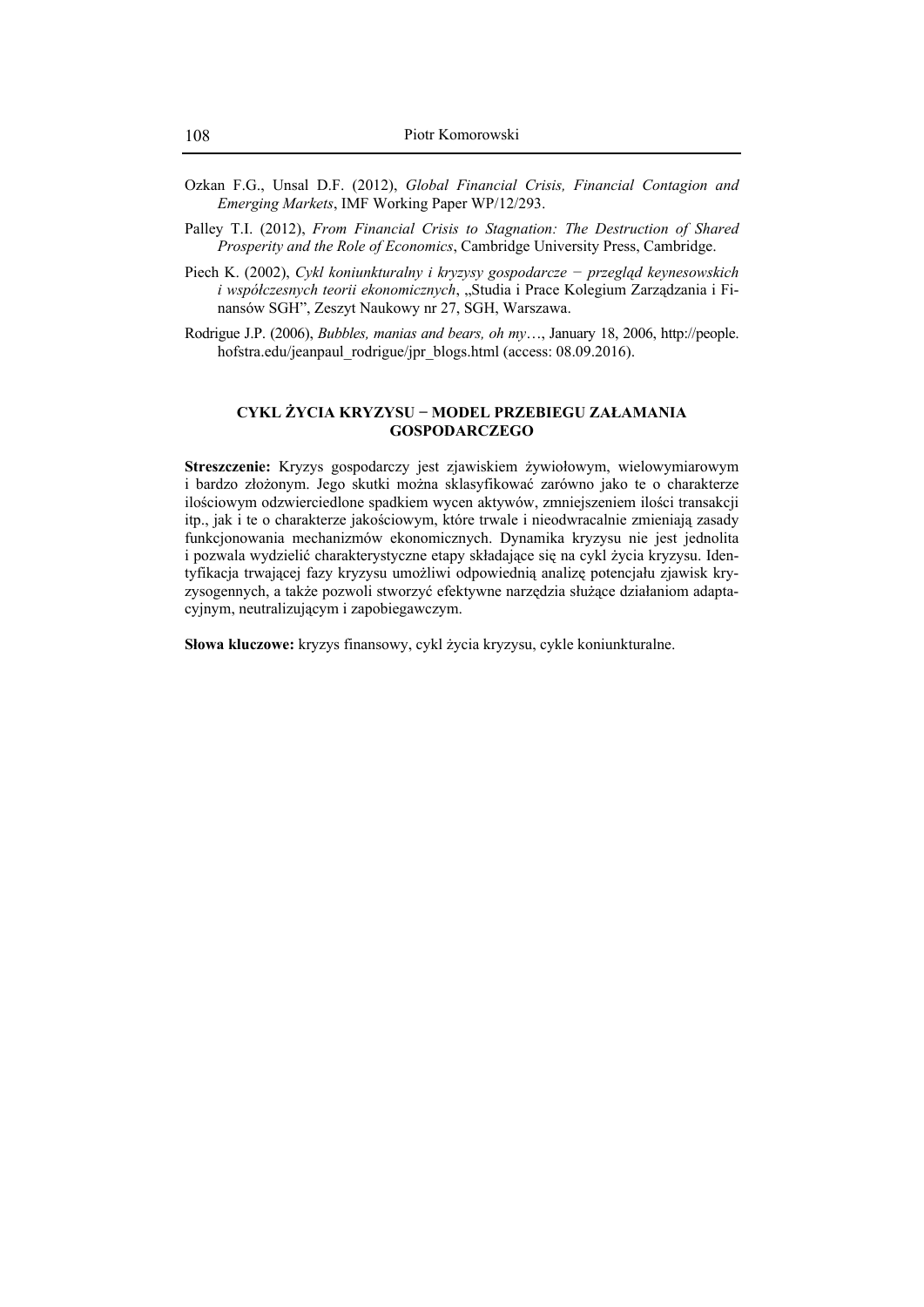Ozkan F.G., Unsal D.F. (2012), *Global Financial Crisis, Financial Contagion and Emerging Markets*, IMF Working Paper WP/12/293.

Palley T.I. (2012), *From Financial Crisis to Stagnation: The Destruction of Shared Prosperity and the Role of Economics*, Cambridge University Press, Cambridge.

Piech K. (2002), *Cykl koniunkturalny i kryzysy gospodarcze − przegląd keynesowskich i współczesnych teorii ekonomicznych*, „Studia i Prace Kolegium Zarządzania i Finansów SGH", Zeszyt Naukowy nr 27, SGH, Warszawa.

Rodrigue J.P. (2006), *Bubbles, manias and bears, oh my*…, January 18, 2006, http://people.hofstra.edu/jeanpaul_rodrigue/jpr_blogs.html (access: 08.09.2016).

## CYKL ŻYCIA KRYZYSU − MODEL PRZEBIEGU ZAŁAMANIA GOSPODARCZEGO

**Streszczenie:** Kryzys gospodarczy jest zjawiskiem żywiołowym, wielowymiarowym i bardzo złożonym. Jego skutki można sklasyfikować zarówno jako te o charakterze ilościowym odzwierciedlone spadkiem wycen aktywów, zmniejszeniem ilości transakcji itp., jak i te o charakterze jakościowym, które trwale i nieodwracalnie zmieniają zasady funkcjonowania mechanizmów ekonomicznych. Dynamika kryzysu nie jest jednolita i pozwala wydzielić charakterystyczne etapy składające się na cykl życia kryzysu. Identyfikacja trwającej fazy kryzysu umożliwi odpowiednią analizę potencjału zjawisk kryzysogennych, a także pozwoli stworzyć efektywne narzędzia służące działaniom adaptacyjnym, neutralizującym i zapobiegawczym.

**Słowa kluczowe:** kryzys finansowy, cykl życia kryzysu, cykle koniunkturalne.